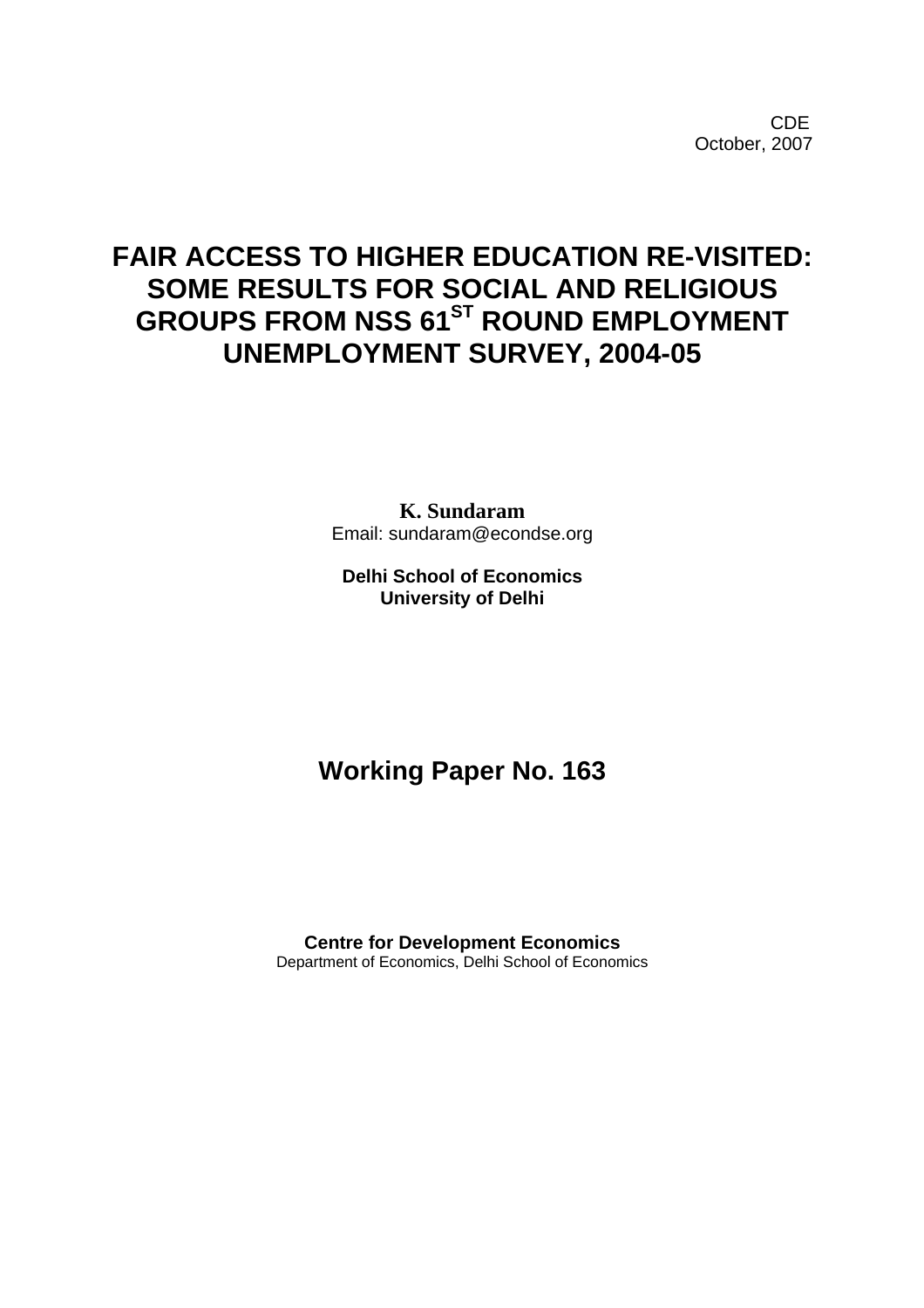CDE
October, 2007

# FAIR ACCESS TO HIGHER EDUCATION RE-VISITED: SOME RESULTS FOR SOCIAL AND RELIGIOUS GROUPS FROM NSS 61$^{ST}$ ROUND EMPLOYMENT UNEMPLOYMENT SURVEY, 2004-05

**K. Sundaram**
Email: sundaram@econdse.org

**Delhi School of Economics**
**University of Delhi**

## Working Paper No. 163

**Centre for Development Economics**
Department of Economics, Delhi School of Economics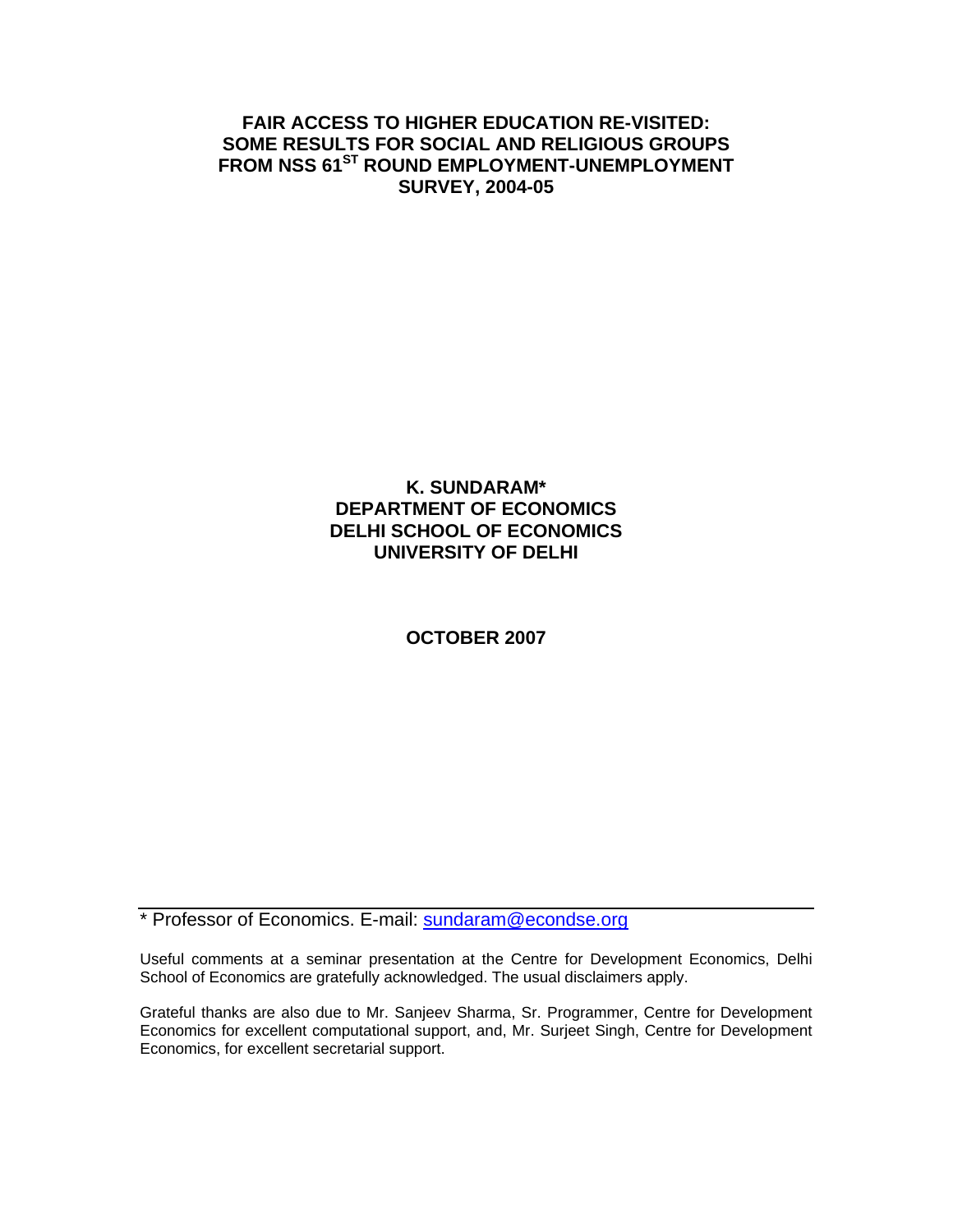# FAIR ACCESS TO HIGHER EDUCATION RE-VISITED: SOME RESULTS FOR SOCIAL AND RELIGIOUS GROUPS FROM NSS 61ST ROUND EMPLOYMENT-UNEMPLOYMENT SURVEY, 2004-05

**K. SUNDARAM***
**DEPARTMENT OF ECONOMICS**
**DELHI SCHOOL OF ECONOMICS**
**UNIVERSITY OF DELHI**

**OCTOBER 2007**

---

* Professor of Economics. E-mail: sundaram@econdse.org

Useful comments at a seminar presentation at the Centre for Development Economics, Delhi School of Economics are gratefully acknowledged. The usual disclaimers apply.

Grateful thanks are also due to Mr. Sanjeev Sharma, Sr. Programmer, Centre for Development Economics for excellent computational support, and, Mr. Surjeet Singh, Centre for Development Economics, for excellent secretarial support.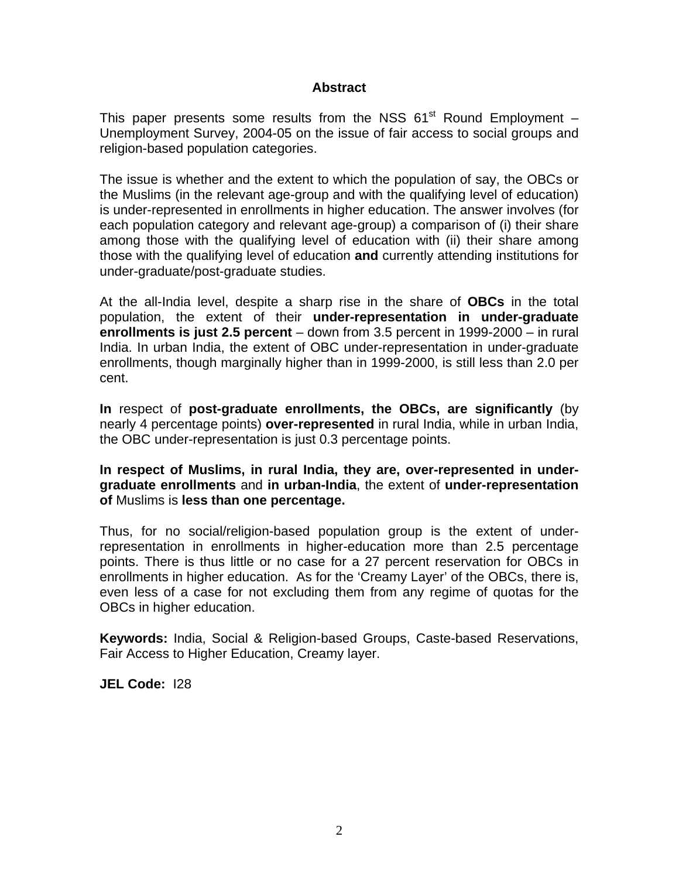## Abstract

This paper presents some results from the NSS 61[st] Round Employment – Unemployment Survey, 2004-05 on the issue of fair access to social groups and religion-based population categories.

The issue is whether and the extent to which the population of say, the OBCs or the Muslims (in the relevant age-group and with the qualifying level of education) is under-represented in enrollments in higher education. The answer involves (for each population category and relevant age-group) a comparison of (i) their share among those with the qualifying level of education with (ii) their share among those with the qualifying level of education **and** currently attending institutions for under-graduate/post-graduate studies.

At the all-India level, despite a sharp rise in the share of **OBCs** in the total population, the extent of their **under-representation in under-graduate enrollments is just 2.5 percent** – down from 3.5 percent in 1999-2000 – in rural India. In urban India, the extent of OBC under-representation in under-graduate enrollments, though marginally higher than in 1999-2000, is still less than 2.0 per cent.

**In** respect of **post-graduate enrollments, the OBCs, are significantly** (by nearly 4 percentage points) **over-represented** in rural India, while in urban India, the OBC under-representation is just 0.3 percentage points.

**In respect of Muslims, in rural India, they are, over-represented in under-graduate enrollments** and **in urban-India**, the extent of **under-representation of** Muslims is **less than one percentage.**

Thus, for no social/religion-based population group is the extent of under-representation in enrollments in higher-education more than 2.5 percentage points. There is thus little or no case for a 27 percent reservation for OBCs in enrollments in higher education. As for the 'Creamy Layer' of the OBCs, there is, even less of a case for not excluding them from any regime of quotas for the OBCs in higher education.

**Keywords:** India, Social & Religion-based Groups, Caste-based Reservations, Fair Access to Higher Education, Creamy layer.

**JEL Code:** I28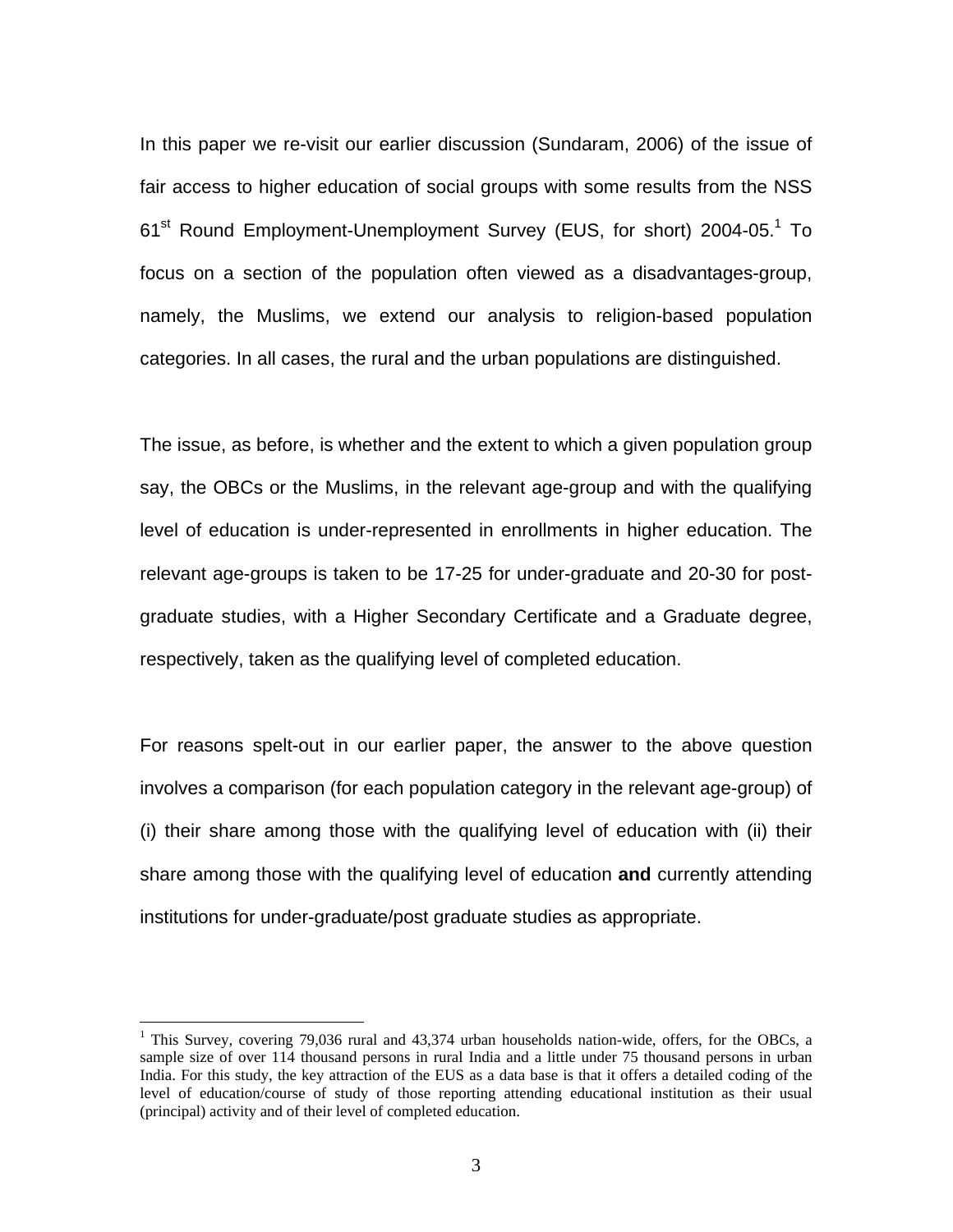In this paper we re-visit our earlier discussion (Sundaram, 2006) of the issue of fair access to higher education of social groups with some results from the NSS 61st Round Employment-Unemployment Survey (EUS, for short) 2004-05.[1] To focus on a section of the population often viewed as a disadvantages-group, namely, the Muslims, we extend our analysis to religion-based population categories. In all cases, the rural and the urban populations are distinguished.

The issue, as before, is whether and the extent to which a given population group say, the OBCs or the Muslims, in the relevant age-group and with the qualifying level of education is under-represented in enrollments in higher education. The relevant age-groups is taken to be 17-25 for under-graduate and 20-30 for post-graduate studies, with a Higher Secondary Certificate and a Graduate degree, respectively, taken as the qualifying level of completed education.

For reasons spelt-out in our earlier paper, the answer to the above question involves a comparison (for each population category in the relevant age-group) of (i) their share among those with the qualifying level of education with (ii) their share among those with the qualifying level of education **and** currently attending institutions for under-graduate/post graduate studies as appropriate.

---

[1] This Survey, covering 79,036 rural and 43,374 urban households nation-wide, offers, for the OBCs, a sample size of over 114 thousand persons in rural India and a little under 75 thousand persons in urban India. For this study, the key attraction of the EUS as a data base is that it offers a detailed coding of the level of education/course of study of those reporting attending educational institution as their usual (principal) activity and of their level of completed education.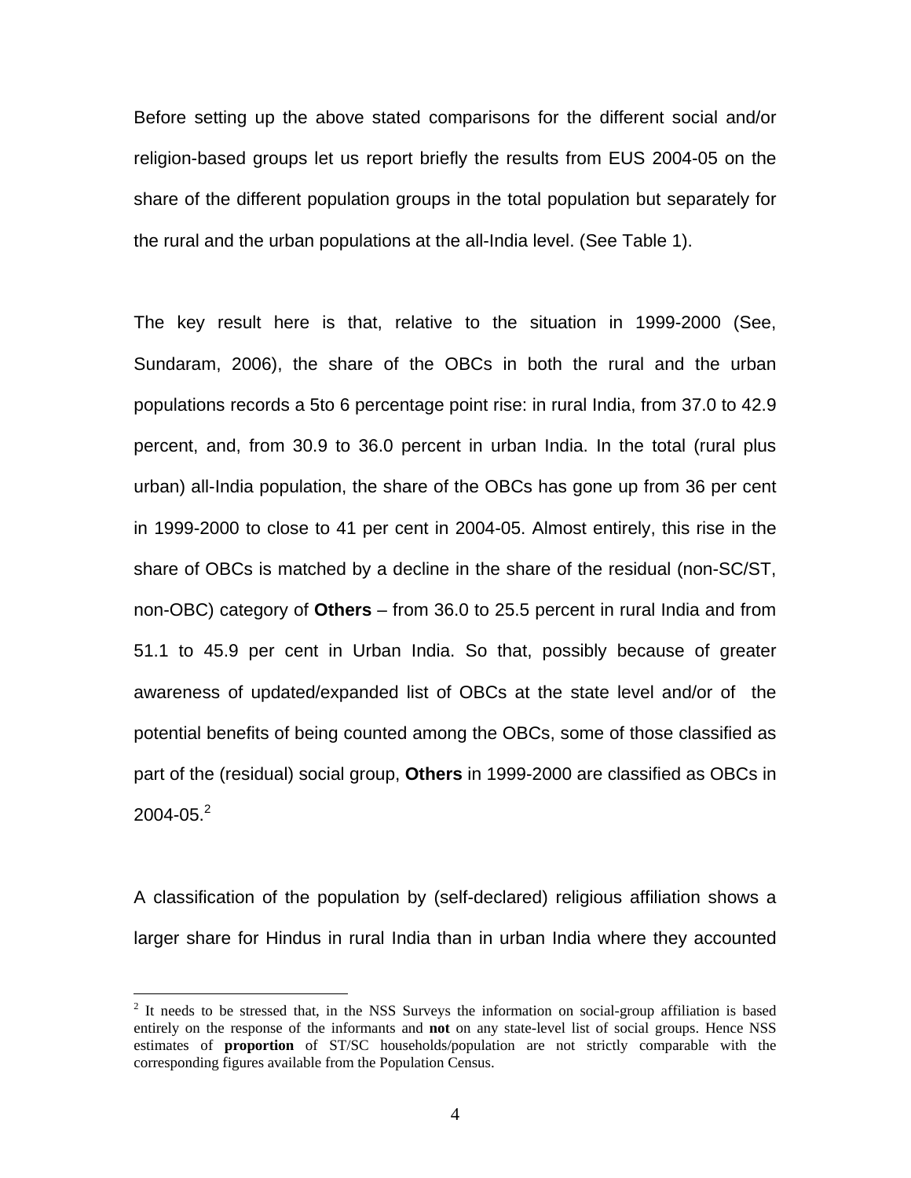Before setting up the above stated comparisons for the different social and/or religion-based groups let us report briefly the results from EUS 2004-05 on the share of the different population groups in the total population but separately for the rural and the urban populations at the all-India level. (See Table 1).

The key result here is that, relative to the situation in 1999-2000 (See, Sundaram, 2006), the share of the OBCs in both the rural and the urban populations records a 5to 6 percentage point rise: in rural India, from 37.0 to 42.9 percent, and, from 30.9 to 36.0 percent in urban India. In the total (rural plus urban) all-India population, the share of the OBCs has gone up from 36 per cent in 1999-2000 to close to 41 per cent in 2004-05. Almost entirely, this rise in the share of OBCs is matched by a decline in the share of the residual (non-SC/ST, non-OBC) category of **Others** – from 36.0 to 25.5 percent in rural India and from 51.1 to 45.9 per cent in Urban India. So that, possibly because of greater awareness of updated/expanded list of OBCs at the state level and/or of the potential benefits of being counted among the OBCs, some of those classified as part of the (residual) social group, **Others** in 1999-2000 are classified as OBCs in 2004-05.[2]

A classification of the population by (self-declared) religious affiliation shows a larger share for Hindus in rural India than in urban India where they accounted

[2] It needs to be stressed that, in the NSS Surveys the information on social-group affiliation is based entirely on the response of the informants and **not** on any state-level list of social groups. Hence NSS estimates of **proportion** of ST/SC households/population are not strictly comparable with the corresponding figures available from the Population Census.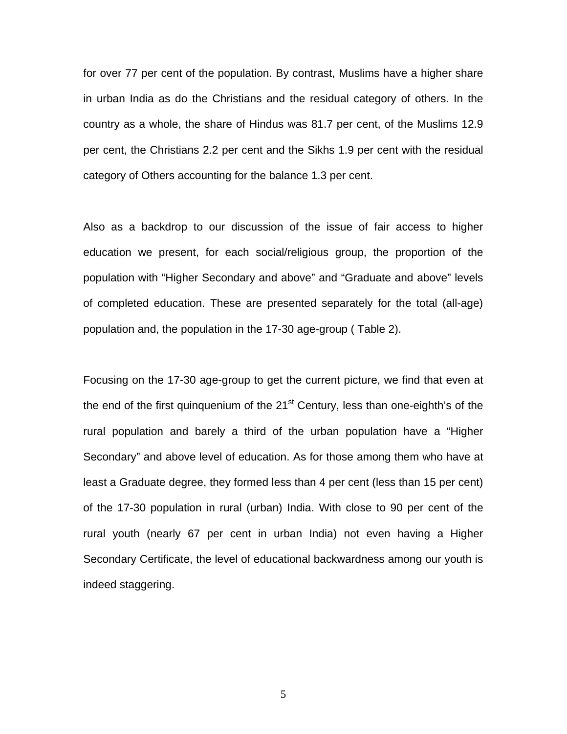for over 77 per cent of the population. By contrast, Muslims have a higher share in urban India as do the Christians and the residual category of others. In the country as a whole, the share of Hindus was 81.7 per cent, of the Muslims 12.9 per cent, the Christians 2.2 per cent and the Sikhs 1.9 per cent with the residual category of Others accounting for the balance 1.3 per cent.

Also as a backdrop to our discussion of the issue of fair access to higher education we present, for each social/religious group, the proportion of the population with "Higher Secondary and above" and "Graduate and above" levels of completed education. These are presented separately for the total (all-age) population and, the population in the 17-30 age-group ( Table 2).

Focusing on the 17-30 age-group to get the current picture, we find that even at the end of the first quinquenium of the 21st Century, less than one-eighth's of the rural population and barely a third of the urban population have a "Higher Secondary" and above level of education. As for those among them who have at least a Graduate degree, they formed less than 4 per cent (less than 15 per cent) of the 17-30 population in rural (urban) India. With close to 90 per cent of the rural youth (nearly 67 per cent in urban India) not even having a Higher Secondary Certificate, the level of educational backwardness among our youth is indeed staggering.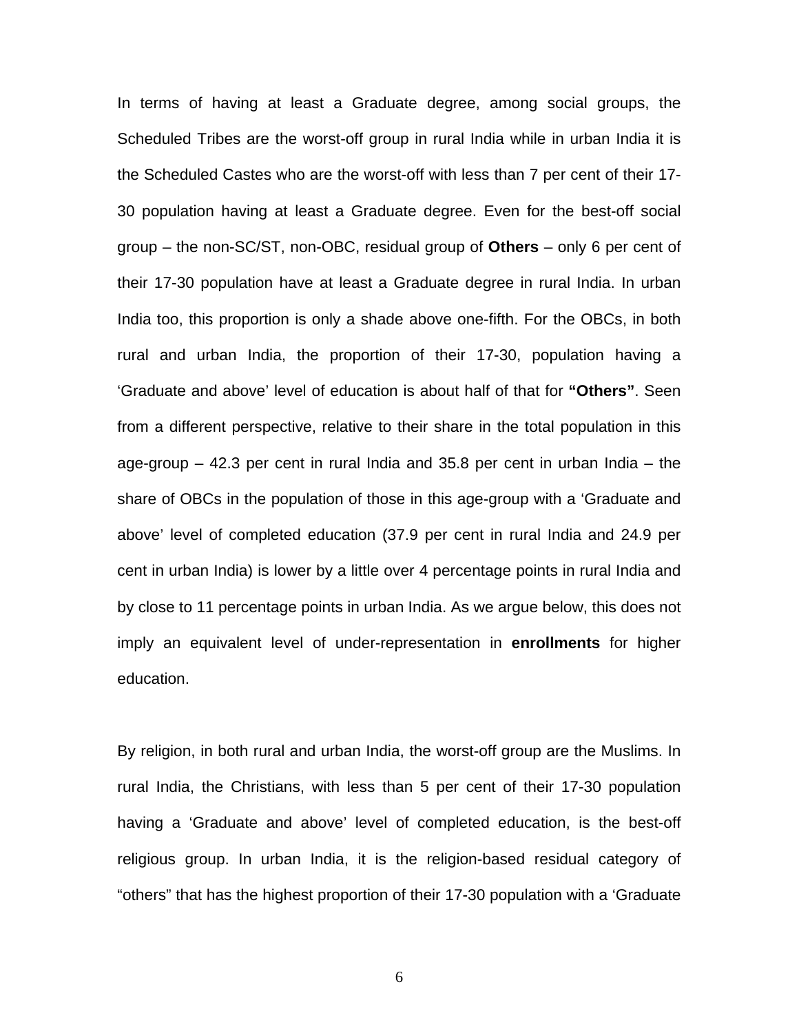In terms of having at least a Graduate degree, among social groups, the Scheduled Tribes are the worst-off group in rural India while in urban India it is the Scheduled Castes who are the worst-off with less than 7 per cent of their 17-30 population having at least a Graduate degree. Even for the best-off social group – the non-SC/ST, non-OBC, residual group of **Others** – only 6 per cent of their 17-30 population have at least a Graduate degree in rural India. In urban India too, this proportion is only a shade above one-fifth. For the OBCs, in both rural and urban India, the proportion of their 17-30, population having a 'Graduate and above' level of education is about half of that for **"Others"**. Seen from a different perspective, relative to their share in the total population in this age-group – 42.3 per cent in rural India and 35.8 per cent in urban India – the share of OBCs in the population of those in this age-group with a 'Graduate and above' level of completed education (37.9 per cent in rural India and 24.9 per cent in urban India) is lower by a little over 4 percentage points in rural India and by close to 11 percentage points in urban India. As we argue below, this does not imply an equivalent level of under-representation in **enrollments** for higher education.

By religion, in both rural and urban India, the worst-off group are the Muslims. In rural India, the Christians, with less than 5 per cent of their 17-30 population having a 'Graduate and above' level of completed education, is the best-off religious group. In urban India, it is the religion-based residual category of "others" that has the highest proportion of their 17-30 population with a 'Graduate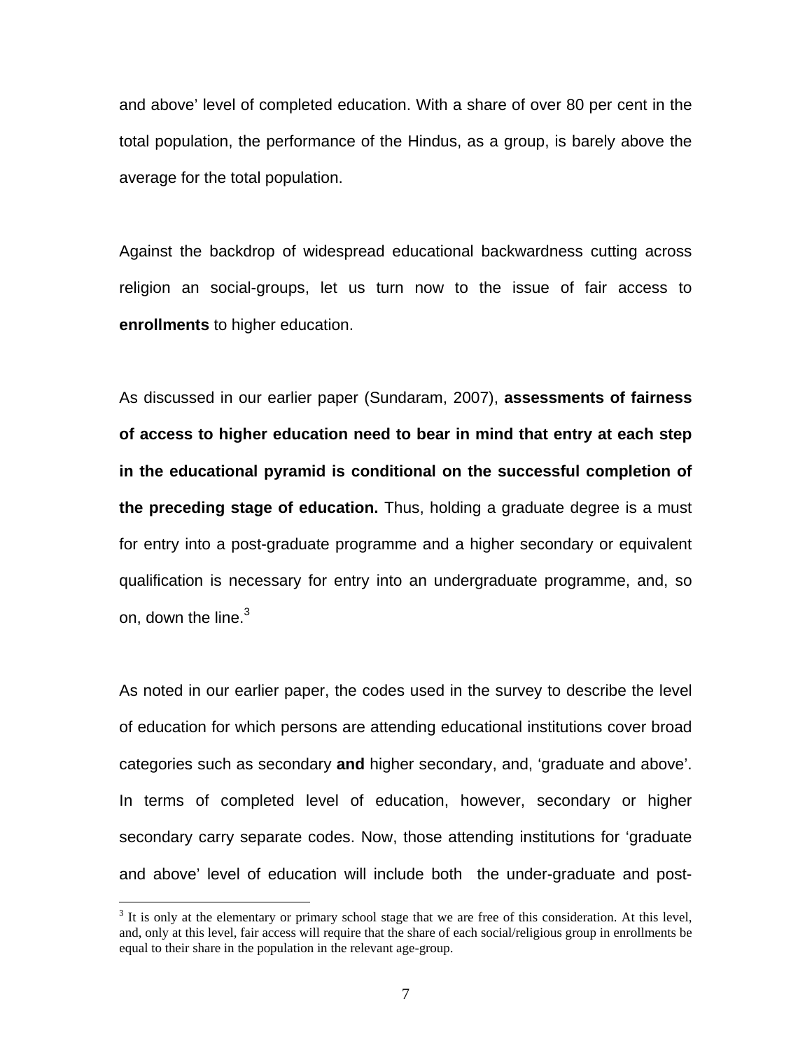and above' level of completed education. With a share of over 80 per cent in the total population, the performance of the Hindus, as a group, is barely above the average for the total population.

Against the backdrop of widespread educational backwardness cutting across religion an social-groups, let us turn now to the issue of fair access to **enrollments** to higher education.

As discussed in our earlier paper (Sundaram, 2007), **assessments of fairness of access to higher education need to bear in mind that entry at each step in the educational pyramid is conditional on the successful completion of the preceding stage of education.** Thus, holding a graduate degree is a must for entry into a post-graduate programme and a higher secondary or equivalent qualification is necessary for entry into an undergraduate programme, and, so on, down the line.[3]

As noted in our earlier paper, the codes used in the survey to describe the level of education for which persons are attending educational institutions cover broad categories such as secondary **and** higher secondary, and, 'graduate and above'. In terms of completed level of education, however, secondary or higher secondary carry separate codes. Now, those attending institutions for 'graduate and above' level of education will include both the under-graduate and post-

[3] It is only at the elementary or primary school stage that we are free of this consideration. At this level, and, only at this level, fair access will require that the share of each social/religious group in enrollments be equal to their share in the population in the relevant age-group.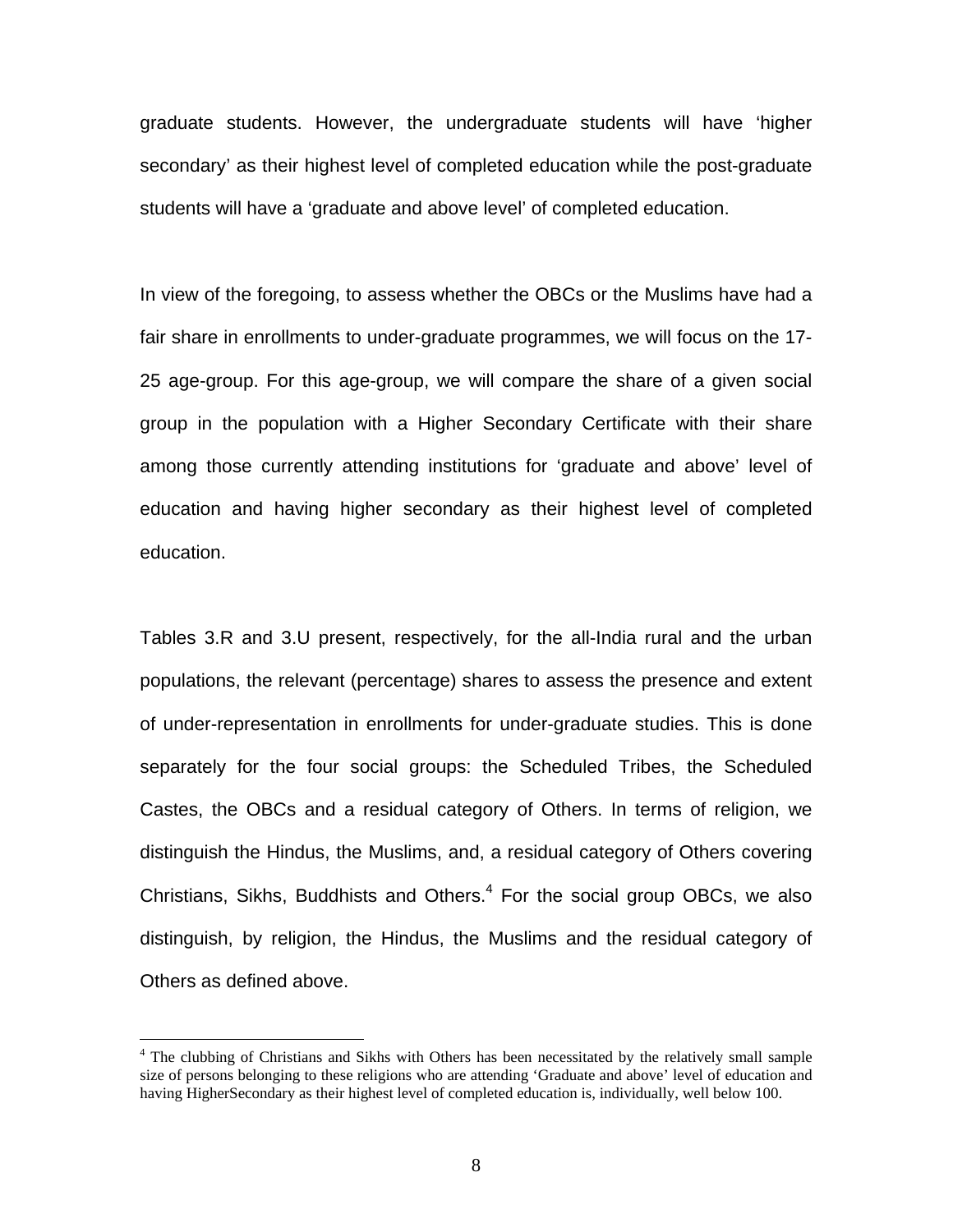graduate students. However, the undergraduate students will have 'higher secondary' as their highest level of completed education while the post-graduate students will have a 'graduate and above level' of completed education.

In view of the foregoing, to assess whether the OBCs or the Muslims have had a fair share in enrollments to under-graduate programmes, we will focus on the 17-25 age-group. For this age-group, we will compare the share of a given social group in the population with a Higher Secondary Certificate with their share among those currently attending institutions for 'graduate and above' level of education and having higher secondary as their highest level of completed education.

Tables 3.R and 3.U present, respectively, for the all-India rural and the urban populations, the relevant (percentage) shares to assess the presence and extent of under-representation in enrollments for under-graduate studies. This is done separately for the four social groups: the Scheduled Tribes, the Scheduled Castes, the OBCs and a residual category of Others. In terms of religion, we distinguish the Hindus, the Muslims, and, a residual category of Others covering Christians, Sikhs, Buddhists and Others.[4] For the social group OBCs, we also distinguish, by religion, the Hindus, the Muslims and the residual category of Others as defined above.

[4] The clubbing of Christians and Sikhs with Others has been necessitated by the relatively small sample size of persons belonging to these religions who are attending 'Graduate and above' level of education and having HigherSecondary as their highest level of completed education is, individually, well below 100.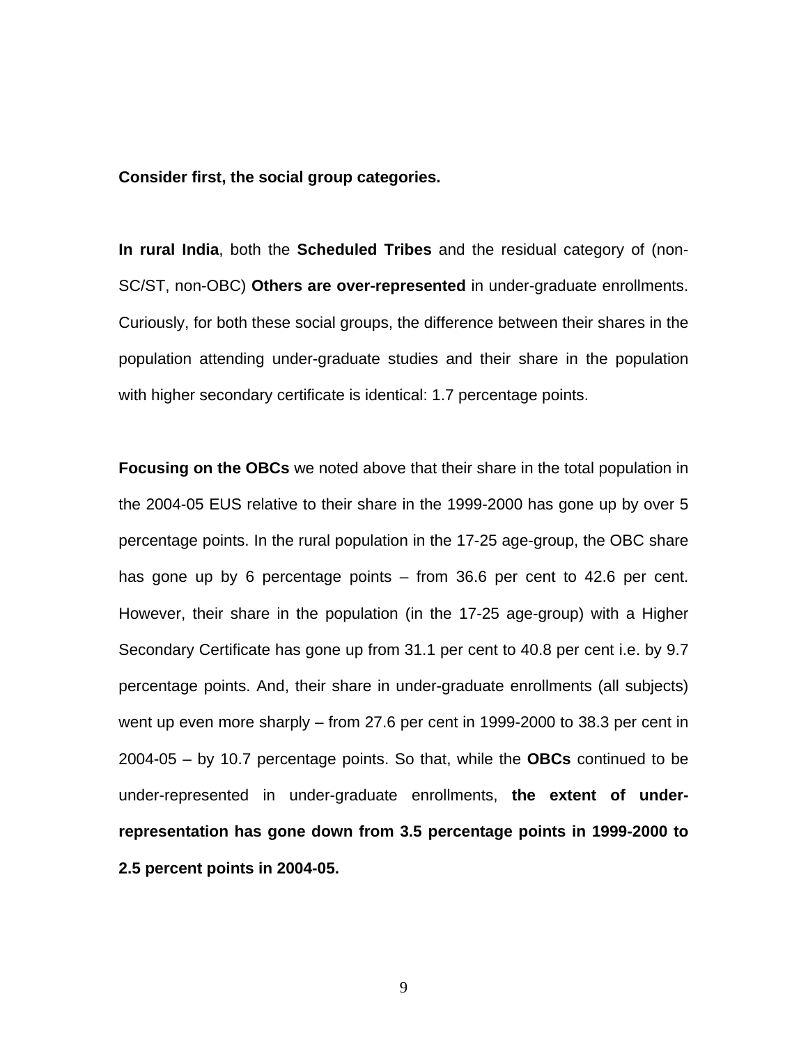**Consider first, the social group categories.**

**In rural India**, both the **Scheduled Tribes** and the residual category of (non-SC/ST, non-OBC) **Others are over-represented** in under-graduate enrollments. Curiously, for both these social groups, the difference between their shares in the population attending under-graduate studies and their share in the population with higher secondary certificate is identical: 1.7 percentage points.

**Focusing on the OBCs** we noted above that their share in the total population in the 2004-05 EUS relative to their share in the 1999-2000 has gone up by over 5 percentage points. In the rural population in the 17-25 age-group, the OBC share has gone up by 6 percentage points – from 36.6 per cent to 42.6 per cent. However, their share in the population (in the 17-25 age-group) with a Higher Secondary Certificate has gone up from 31.1 per cent to 40.8 per cent i.e. by 9.7 percentage points. And, their share in under-graduate enrollments (all subjects) went up even more sharply – from 27.6 per cent in 1999-2000 to 38.3 per cent in 2004-05 – by 10.7 percentage points. So that, while the **OBCs** continued to be under-represented in under-graduate enrollments, **the extent of under-representation has gone down from 3.5 percentage points in 1999-2000 to 2.5 percent points in 2004-05.**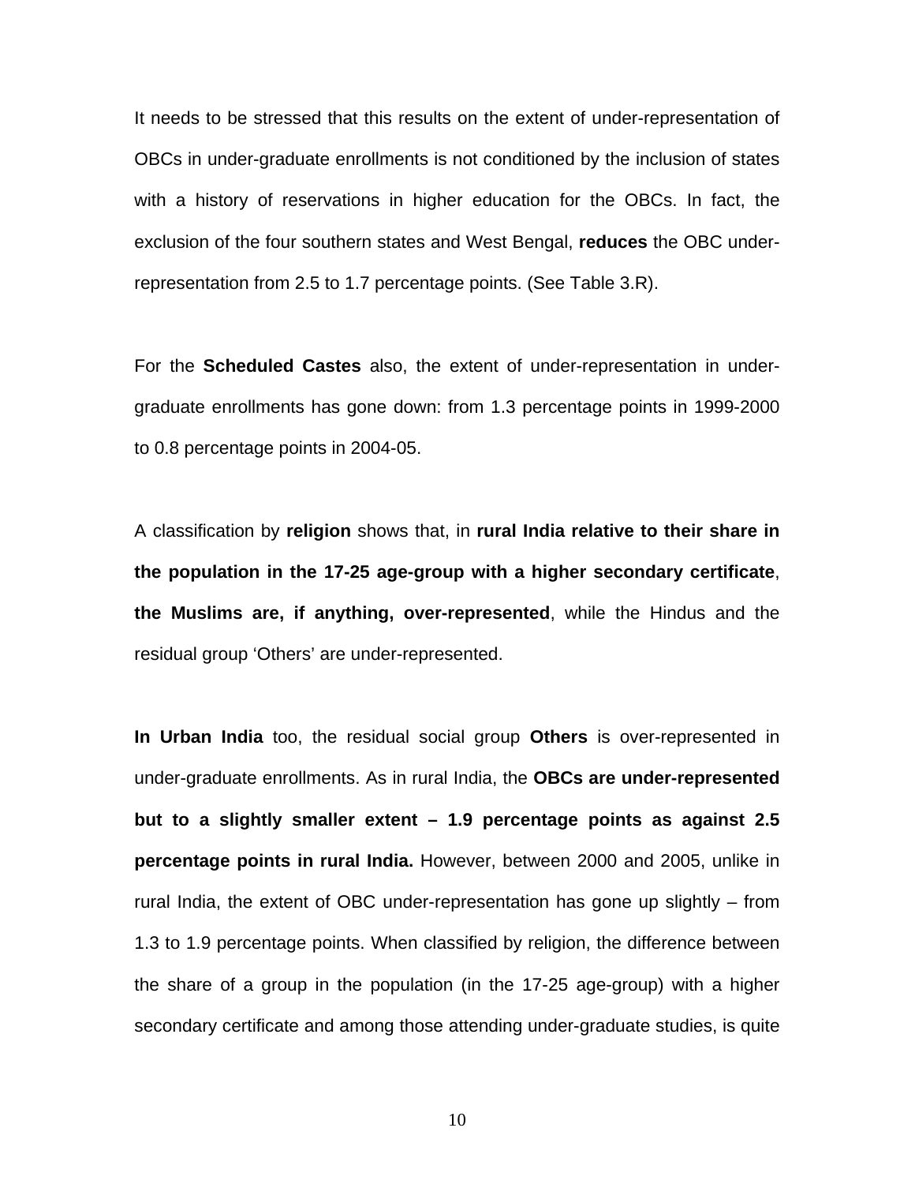It needs to be stressed that this results on the extent of under-representation of OBCs in under-graduate enrollments is not conditioned by the inclusion of states with a history of reservations in higher education for the OBCs. In fact, the exclusion of the four southern states and West Bengal, **reduces** the OBC under-representation from 2.5 to 1.7 percentage points. (See Table 3.R).

For the **Scheduled Castes** also, the extent of under-representation in under-graduate enrollments has gone down: from 1.3 percentage points in 1999-2000 to 0.8 percentage points in 2004-05.

A classification by **religion** shows that, in **rural India relative to their share in the population in the 17-25 age-group with a higher secondary certificate**, **the Muslims are, if anything, over-represented**, while the Hindus and the residual group 'Others' are under-represented.

**In Urban India** too, the residual social group **Others** is over-represented in under-graduate enrollments. As in rural India, the **OBCs are under-represented but to a slightly smaller extent – 1.9 percentage points as against 2.5 percentage points in rural India.** However, between 2000 and 2005, unlike in rural India, the extent of OBC under-representation has gone up slightly – from 1.3 to 1.9 percentage points. When classified by religion, the difference between the share of a group in the population (in the 17-25 age-group) with a higher secondary certificate and among those attending under-graduate studies, is quite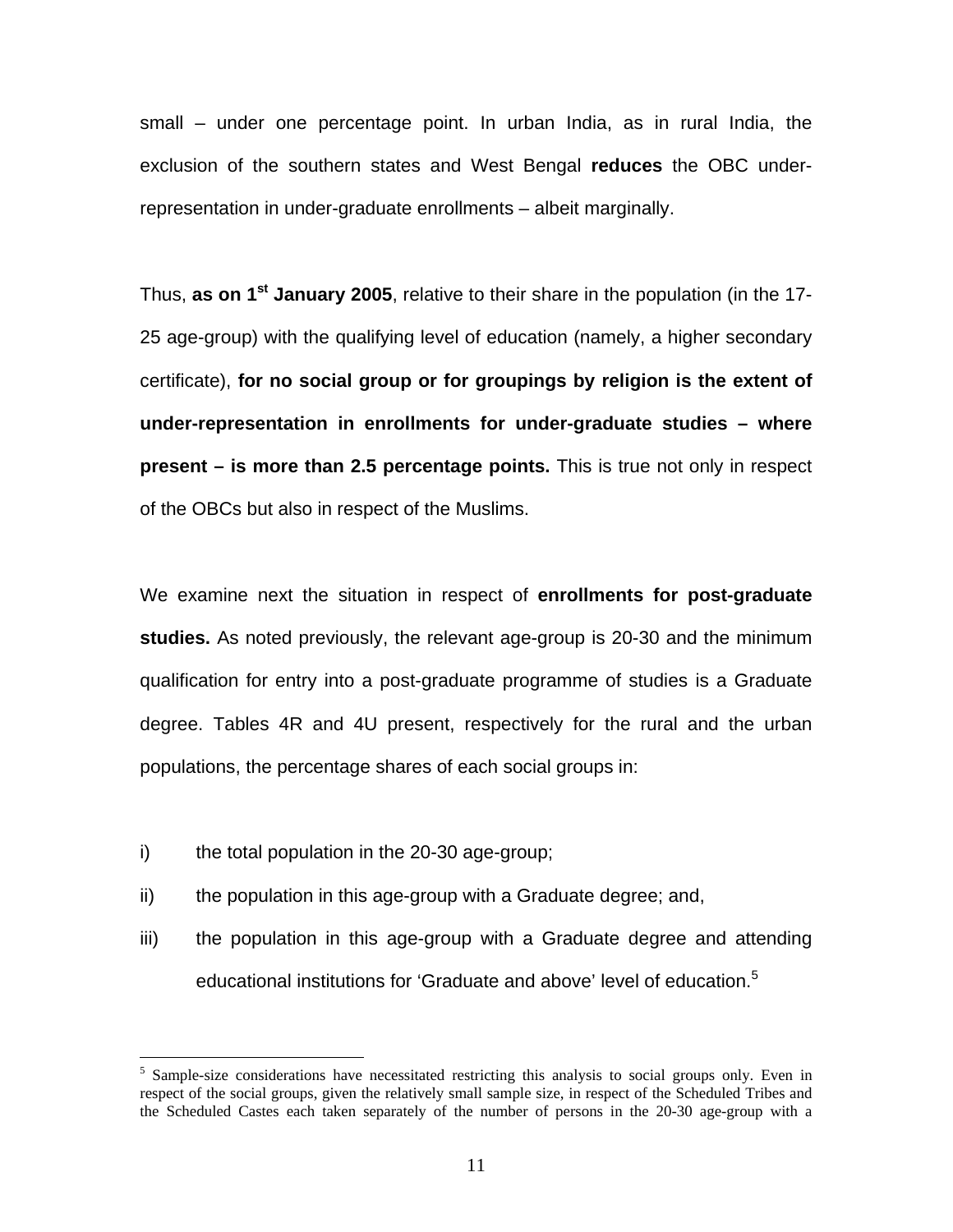small – under one percentage point. In urban India, as in rural India, the exclusion of the southern states and West Bengal **reduces** the OBC under-representation in under-graduate enrollments – albeit marginally.

Thus, **as on 1st January 2005**, relative to their share in the population (in the 17-25 age-group) with the qualifying level of education (namely, a higher secondary certificate), **for no social group or for groupings by religion is the extent of under-representation in enrollments for under-graduate studies – where present – is more than 2.5 percentage points.** This is true not only in respect of the OBCs but also in respect of the Muslims.

We examine next the situation in respect of **enrollments for post-graduate studies.** As noted previously, the relevant age-group is 20-30 and the minimum qualification for entry into a post-graduate programme of studies is a Graduate degree. Tables 4R and 4U present, respectively for the rural and the urban populations, the percentage shares of each social groups in:

i) the total population in the 20-30 age-group;

ii) the population in this age-group with a Graduate degree; and,

iii) the population in this age-group with a Graduate degree and attending educational institutions for 'Graduate and above' level of education.[5]

---

[5] Sample-size considerations have necessitated restricting this analysis to social groups only. Even in respect of the social groups, given the relatively small sample size, in respect of the Scheduled Tribes and the Scheduled Castes each taken separately of the number of persons in the 20-30 age-group with a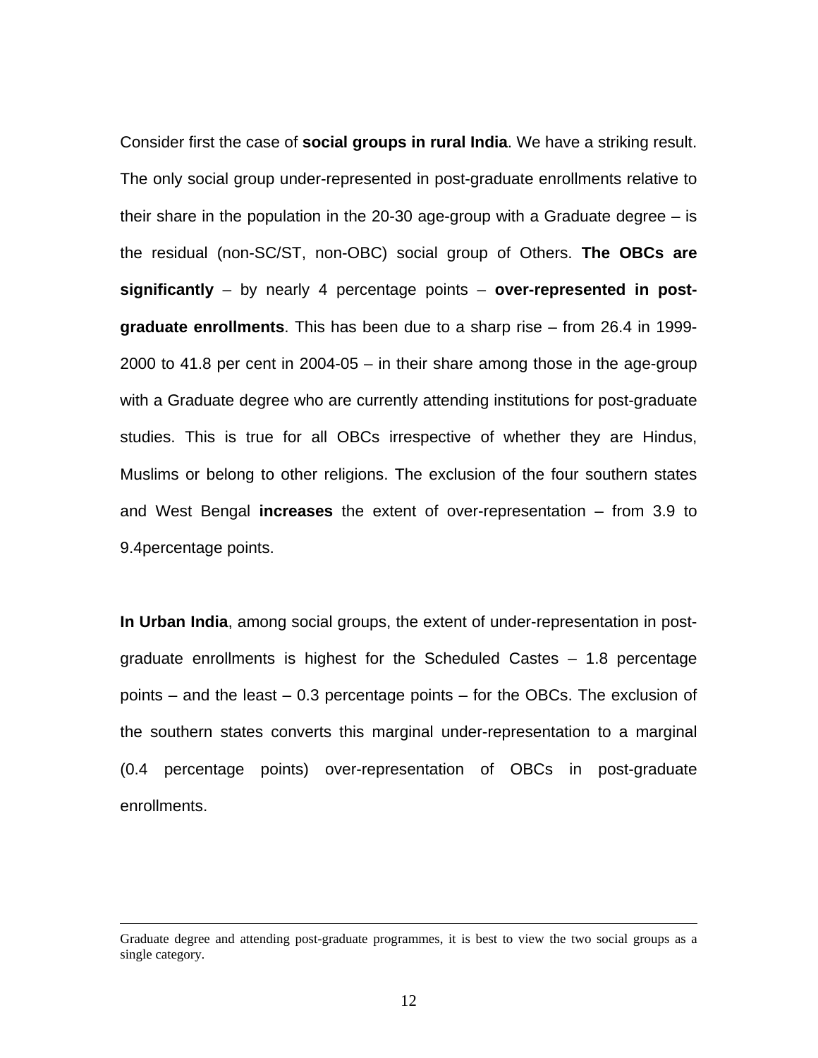Consider first the case of **social groups in rural India**. We have a striking result. The only social group under-represented in post-graduate enrollments relative to their share in the population in the 20-30 age-group with a Graduate degree – is the residual (non-SC/ST, non-OBC) social group of Others. **The OBCs are significantly** – by nearly 4 percentage points – **over-represented in post-graduate enrollments**. This has been due to a sharp rise – from 26.4 in 1999-2000 to 41.8 per cent in 2004-05 – in their share among those in the age-group with a Graduate degree who are currently attending institutions for post-graduate studies. This is true for all OBCs irrespective of whether they are Hindus, Muslims or belong to other religions. The exclusion of the four southern states and West Bengal **increases** the extent of over-representation – from 3.9 to 9.4percentage points.

**In Urban India**, among social groups, the extent of under-representation in post-graduate enrollments is highest for the Scheduled Castes – 1.8 percentage points – and the least – 0.3 percentage points – for the OBCs. The exclusion of the southern states converts this marginal under-representation to a marginal (0.4 percentage points) over-representation of OBCs in post-graduate enrollments.

---

Graduate degree and attending post-graduate programmes, it is best to view the two social groups as a single category.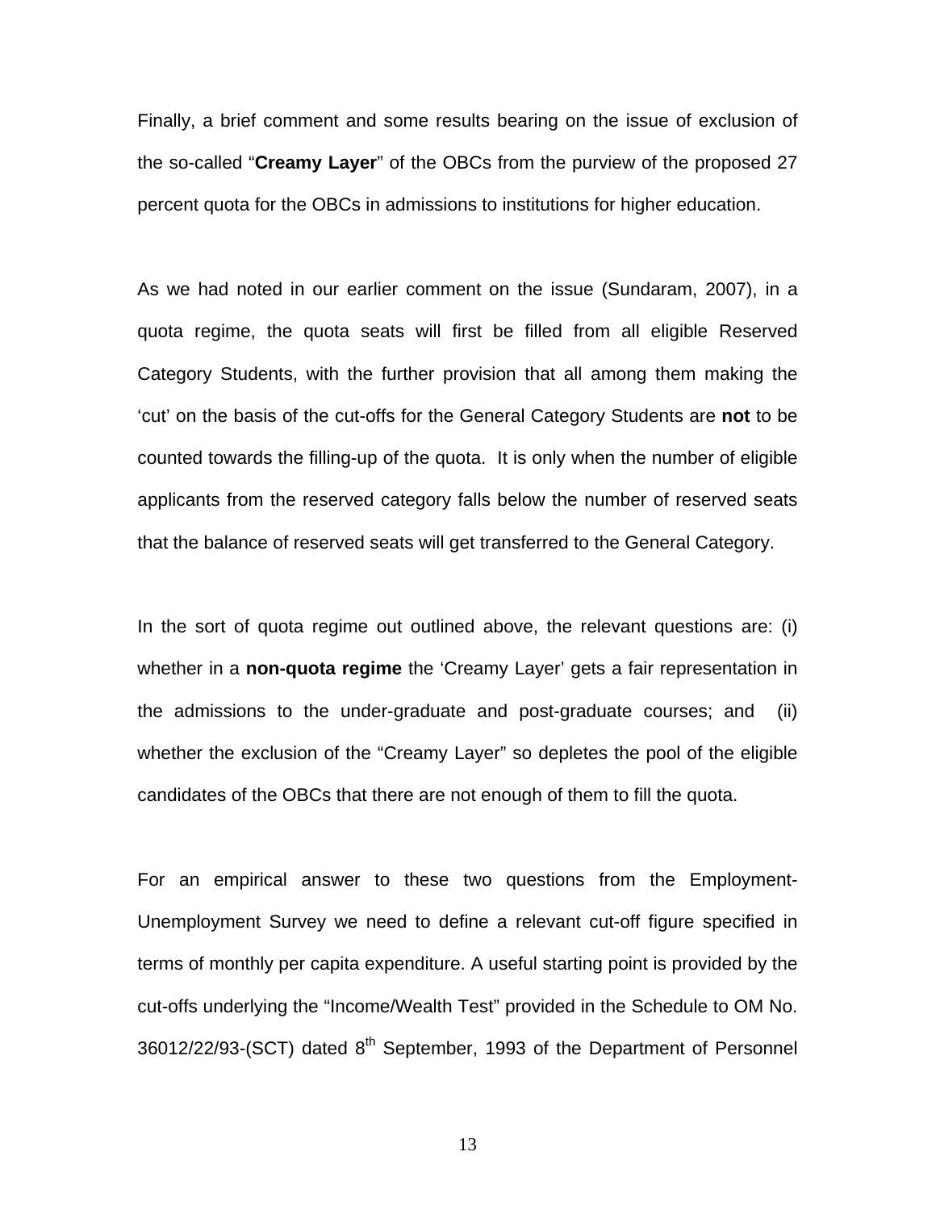Finally, a brief comment and some results bearing on the issue of exclusion of the so-called "**Creamy Layer**" of the OBCs from the purview of the proposed 27 percent quota for the OBCs in admissions to institutions for higher education.

As we had noted in our earlier comment on the issue (Sundaram, 2007), in a quota regime, the quota seats will first be filled from all eligible Reserved Category Students, with the further provision that all among them making the 'cut' on the basis of the cut-offs for the General Category Students are **not** to be counted towards the filling-up of the quota. It is only when the number of eligible applicants from the reserved category falls below the number of reserved seats that the balance of reserved seats will get transferred to the General Category.

In the sort of quota regime out outlined above, the relevant questions are: (i) whether in a **non-quota regime** the 'Creamy Layer' gets a fair representation in the admissions to the under-graduate and post-graduate courses; and (ii) whether the exclusion of the "Creamy Layer" so depletes the pool of the eligible candidates of the OBCs that there are not enough of them to fill the quota.

For an empirical answer to these two questions from the Employment-Unemployment Survey we need to define a relevant cut-off figure specified in terms of monthly per capita expenditure. A useful starting point is provided by the cut-offs underlying the "Income/Wealth Test" provided in the Schedule to OM No. 36012/22/93-(SCT) dated 8th September, 1993 of the Department of Personnel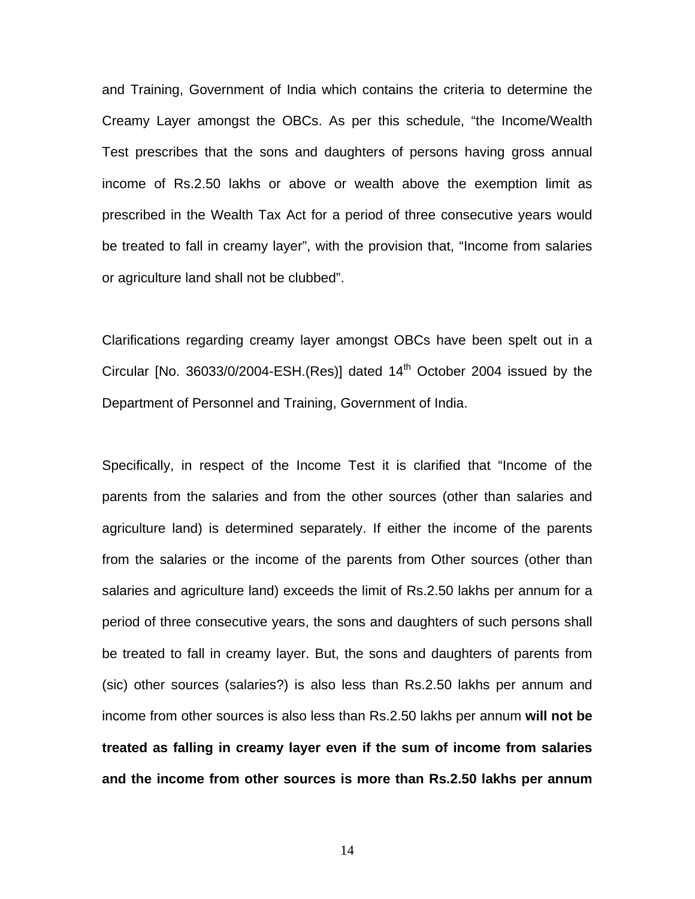and Training, Government of India which contains the criteria to determine the Creamy Layer amongst the OBCs. As per this schedule, “the Income/Wealth Test prescribes that the sons and daughters of persons having gross annual income of Rs.2.50 lakhs or above or wealth above the exemption limit as prescribed in the Wealth Tax Act for a period of three consecutive years would be treated to fall in creamy layer”, with the provision that, “Income from salaries or agriculture land shall not be clubbed”.

Clarifications regarding creamy layer amongst OBCs have been spelt out in a Circular [No. 36033/0/2004-ESH.(Res)] dated 14th October 2004 issued by the Department of Personnel and Training, Government of India.

Specifically, in respect of the Income Test it is clarified that “Income of the parents from the salaries and from the other sources (other than salaries and agriculture land) is determined separately. If either the income of the parents from the salaries or the income of the parents from Other sources (other than salaries and agriculture land) exceeds the limit of Rs.2.50 lakhs per annum for a period of three consecutive years, the sons and daughters of such persons shall be treated to fall in creamy layer. But, the sons and daughters of parents from (sic) other sources (salaries?) is also less than Rs.2.50 lakhs per annum and income from other sources is also less than Rs.2.50 lakhs per annum **will not be treated as falling in creamy layer even if the sum of income from salaries and the income from other sources is more than Rs.2.50 lakhs per annum**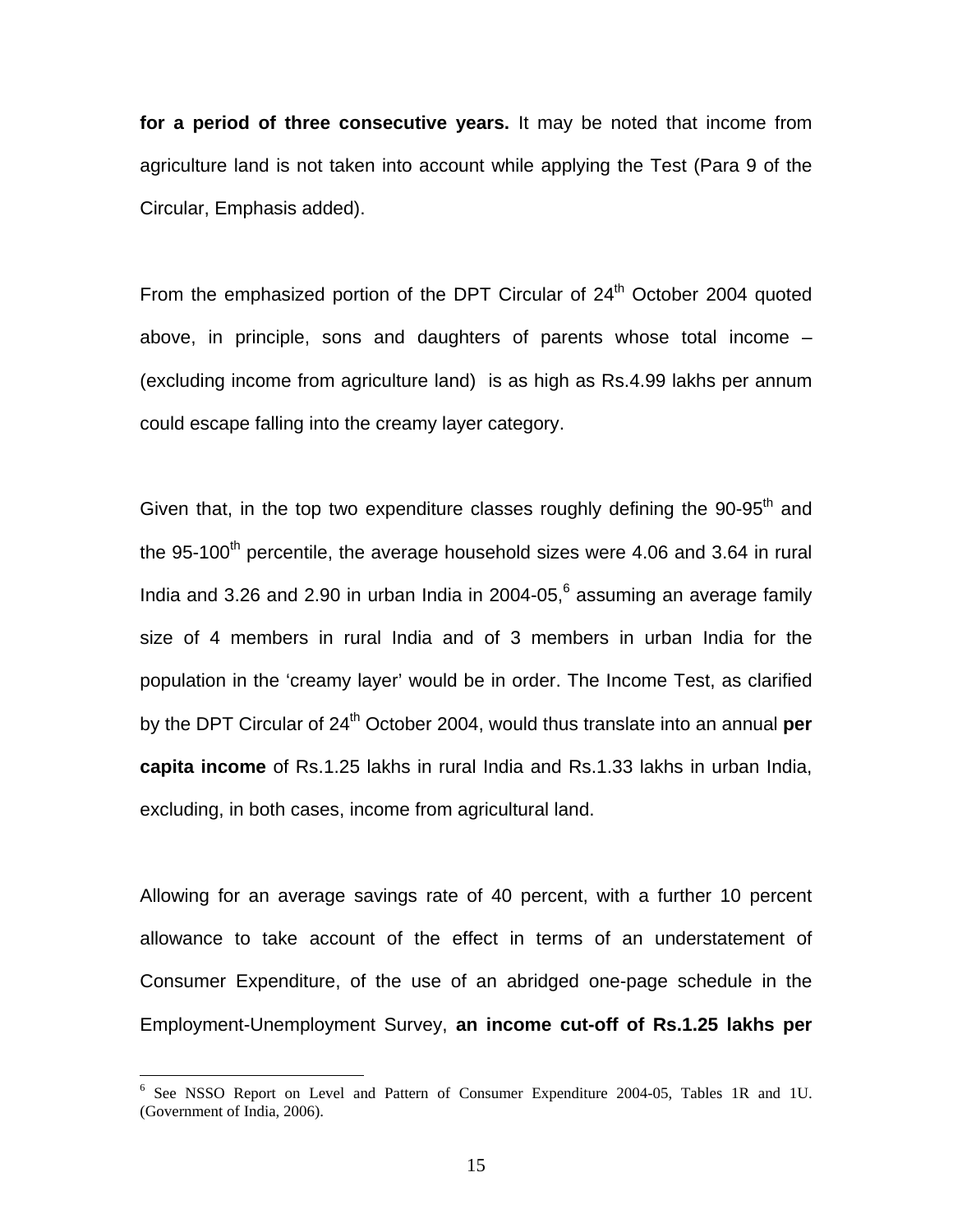**for a period of three consecutive years.** It may be noted that income from agriculture land is not taken into account while applying the Test (Para 9 of the Circular, Emphasis added).

From the emphasized portion of the DPT Circular of 24th October 2004 quoted above, in principle, sons and daughters of parents whose total income – (excluding income from agriculture land) is as high as Rs.4.99 lakhs per annum could escape falling into the creamy layer category.

Given that, in the top two expenditure classes roughly defining the 90-95th and the 95-100th percentile, the average household sizes were 4.06 and 3.64 in rural India and 3.26 and 2.90 in urban India in 2004-05,[6] assuming an average family size of 4 members in rural India and of 3 members in urban India for the population in the 'creamy layer' would be in order. The Income Test, as clarified by the DPT Circular of 24th October 2004, would thus translate into an annual **per capita income** of Rs.1.25 lakhs in rural India and Rs.1.33 lakhs in urban India, excluding, in both cases, income from agricultural land.

Allowing for an average savings rate of 40 percent, with a further 10 percent allowance to take account of the effect in terms of an understatement of Consumer Expenditure, of the use of an abridged one-page schedule in the Employment-Unemployment Survey, **an income cut-off of Rs.1.25 lakhs per**

[6] See NSSO Report on Level and Pattern of Consumer Expenditure 2004-05, Tables 1R and 1U. (Government of India, 2006).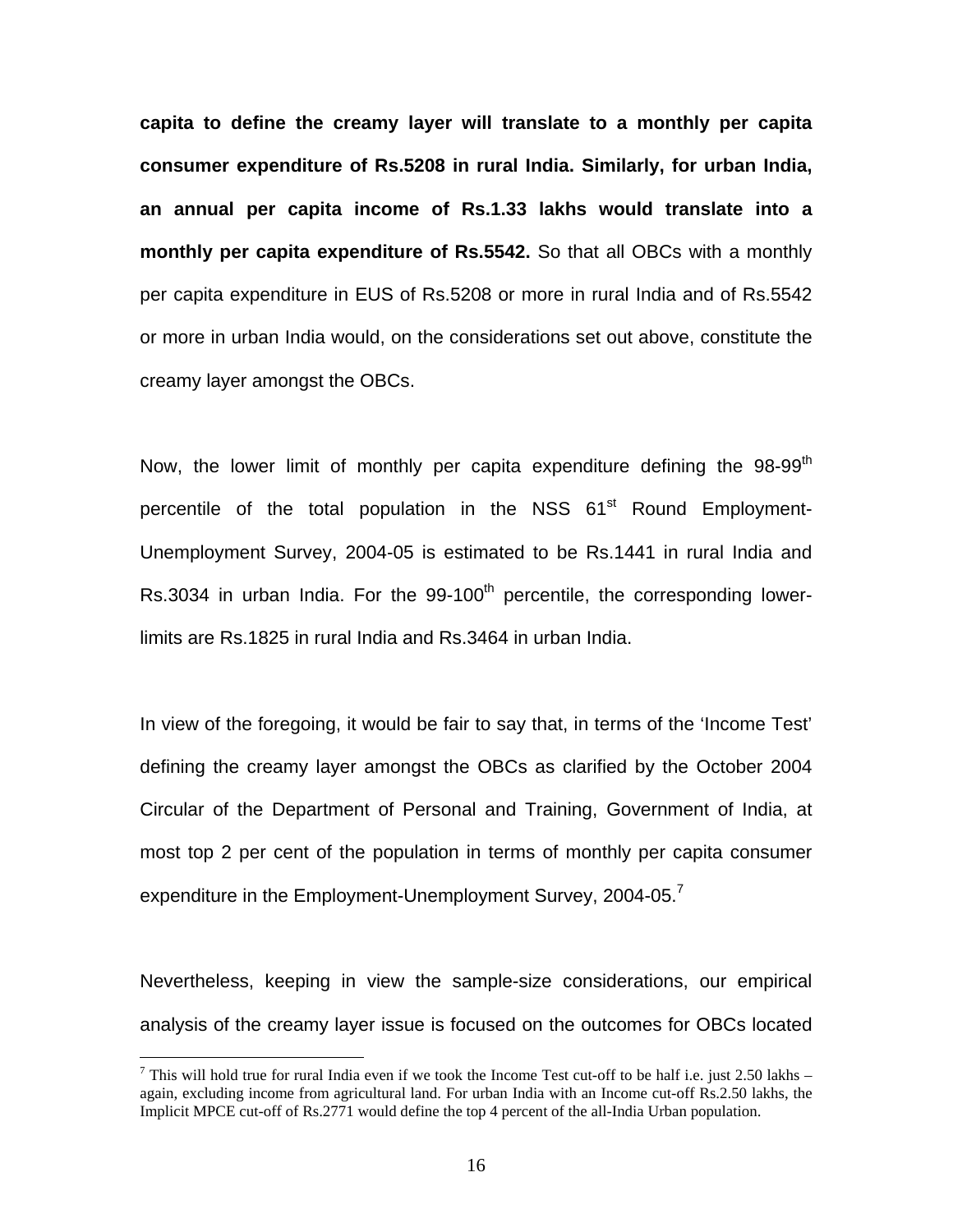**capita to define the creamy layer will translate to a monthly per capita consumer expenditure of Rs.5208 in rural India. Similarly, for urban India, an annual per capita income of Rs.1.33 lakhs would translate into a monthly per capita expenditure of Rs.5542.** So that all OBCs with a monthly per capita expenditure in EUS of Rs.5208 or more in rural India and of Rs.5542 or more in urban India would, on the considerations set out above, constitute the creamy layer amongst the OBCs.

Now, the lower limit of monthly per capita expenditure defining the 98-99th percentile of the total population in the NSS 61st Round Employment-Unemployment Survey, 2004-05 is estimated to be Rs.1441 in rural India and Rs.3034 in urban India. For the 99-100th percentile, the corresponding lower-limits are Rs.1825 in rural India and Rs.3464 in urban India.

In view of the foregoing, it would be fair to say that, in terms of the 'Income Test' defining the creamy layer amongst the OBCs as clarified by the October 2004 Circular of the Department of Personal and Training, Government of India, at most top 2 per cent of the population in terms of monthly per capita consumer expenditure in the Employment-Unemployment Survey, 2004-05.[7]

Nevertheless, keeping in view the sample-size considerations, our empirical analysis of the creamy layer issue is focused on the outcomes for OBCs located

---

[7] This will hold true for rural India even if we took the Income Test cut-off to be half i.e. just 2.50 lakhs – again, excluding income from agricultural land. For urban India with an Income cut-off Rs.2.50 lakhs, the Implicit MPCE cut-off of Rs.2771 would define the top 4 percent of the all-India Urban population.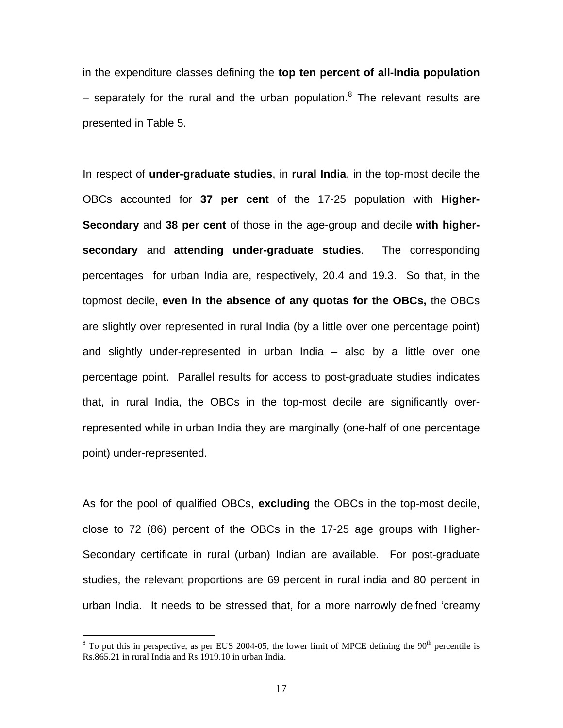in the expenditure classes defining the **top ten percent of all-India population** – separately for the rural and the urban population.[8] The relevant results are presented in Table 5.

In respect of **under-graduate studies**, in **rural India**, in the top-most decile the OBCs accounted for **37 per cent** of the 17-25 population with **Higher-Secondary** and **38 per cent** of those in the age-group and decile **with higher-secondary** and **attending under-graduate studies**. The corresponding percentages for urban India are, respectively, 20.4 and 19.3. So that, in the topmost decile, **even in the absence of any quotas for the OBCs,** the OBCs are slightly over represented in rural India (by a little over one percentage point) and slightly under-represented in urban India – also by a little over one percentage point. Parallel results for access to post-graduate studies indicates that, in rural India, the OBCs in the top-most decile are significantly over-represented while in urban India they are marginally (one-half of one percentage point) under-represented.

As for the pool of qualified OBCs, **excluding** the OBCs in the top-most decile, close to 72 (86) percent of the OBCs in the 17-25 age groups with Higher-Secondary certificate in rural (urban) Indian are available. For post-graduate studies, the relevant proportions are 69 percent in rural india and 80 percent in urban India. It needs to be stressed that, for a more narrowly deifned 'creamy

[8] To put this in perspective, as per EUS 2004-05, the lower limit of MPCE defining the 90th percentile is Rs.865.21 in rural India and Rs.1919.10 in urban India.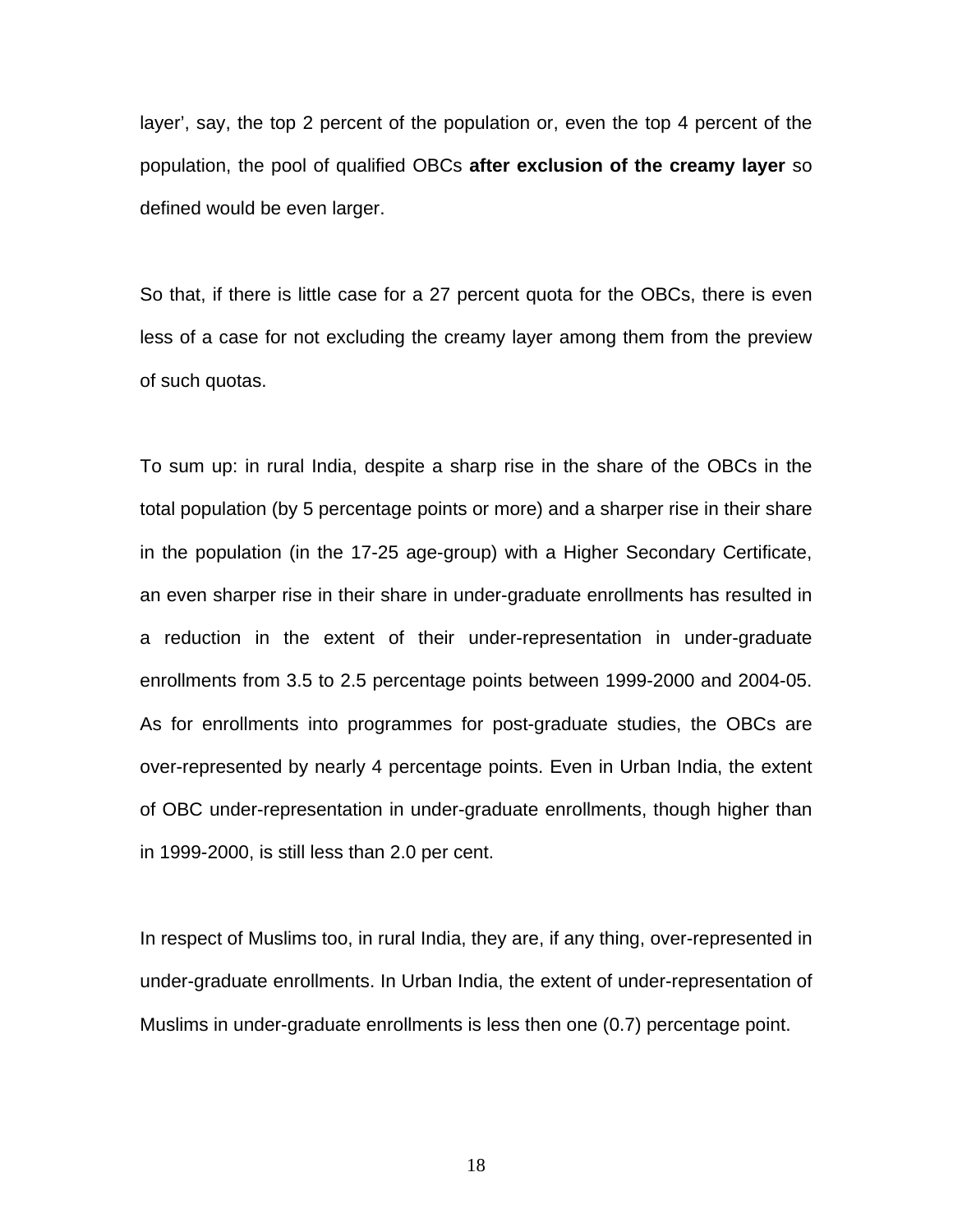layer', say, the top 2 percent of the population or, even the top 4 percent of the population, the pool of qualified OBCs **after exclusion of the creamy layer** so defined would be even larger.

So that, if there is little case for a 27 percent quota for the OBCs, there is even less of a case for not excluding the creamy layer among them from the preview of such quotas.

To sum up: in rural India, despite a sharp rise in the share of the OBCs in the total population (by 5 percentage points or more) and a sharper rise in their share in the population (in the 17-25 age-group) with a Higher Secondary Certificate, an even sharper rise in their share in under-graduate enrollments has resulted in a reduction in the extent of their under-representation in under-graduate enrollments from 3.5 to 2.5 percentage points between 1999-2000 and 2004-05. As for enrollments into programmes for post-graduate studies, the OBCs are over-represented by nearly 4 percentage points. Even in Urban India, the extent of OBC under-representation in under-graduate enrollments, though higher than in 1999-2000, is still less than 2.0 per cent.

In respect of Muslims too, in rural India, they are, if any thing, over-represented in under-graduate enrollments. In Urban India, the extent of under-representation of Muslims in under-graduate enrollments is less then one (0.7) percentage point.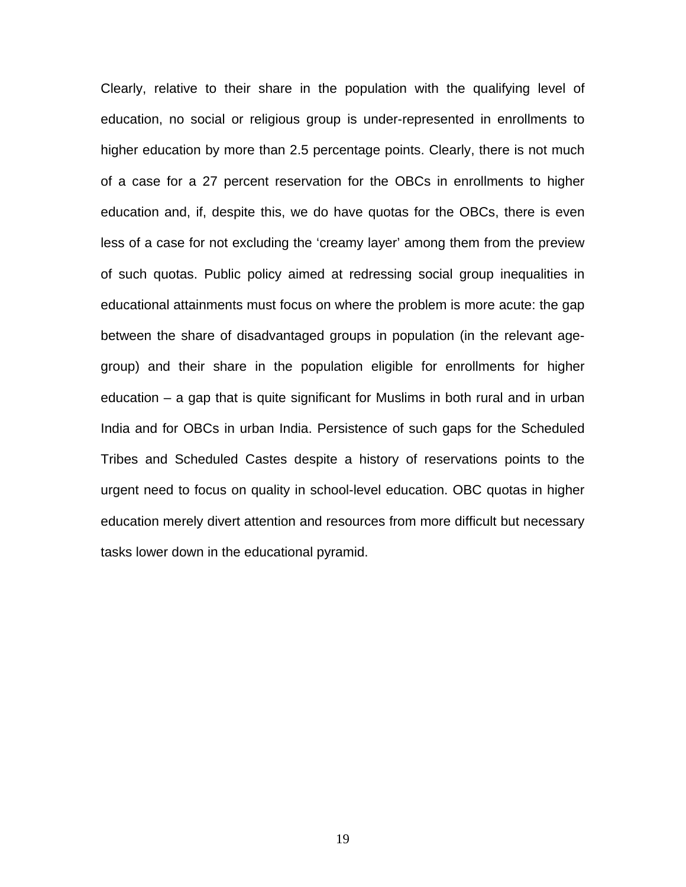Clearly, relative to their share in the population with the qualifying level of education, no social or religious group is under-represented in enrollments to higher education by more than 2.5 percentage points. Clearly, there is not much of a case for a 27 percent reservation for the OBCs in enrollments to higher education and, if, despite this, we do have quotas for the OBCs, there is even less of a case for not excluding the 'creamy layer' among them from the preview of such quotas. Public policy aimed at redressing social group inequalities in educational attainments must focus on where the problem is more acute: the gap between the share of disadvantaged groups in population (in the relevant age-group) and their share in the population eligible for enrollments for higher education – a gap that is quite significant for Muslims in both rural and in urban India and for OBCs in urban India. Persistence of such gaps for the Scheduled Tribes and Scheduled Castes despite a history of reservations points to the urgent need to focus on quality in school-level education. OBC quotas in higher education merely divert attention and resources from more difficult but necessary tasks lower down in the educational pyramid.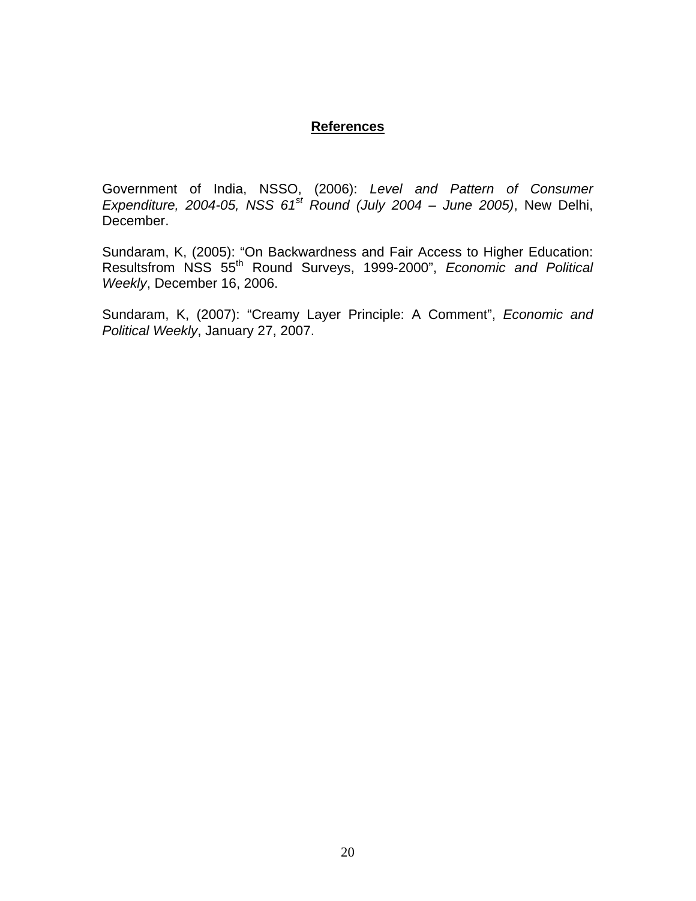## References

Government of India, NSSO, (2006): *Level and Pattern of Consumer Expenditure, 2004-05, NSS 61$^{st}$ Round (July 2004 – June 2005)*, New Delhi, December.

Sundaram, K, (2005): "On Backwardness and Fair Access to Higher Education: Resultsfrom NSS 55$^{th}$ Round Surveys, 1999-2000", *Economic and Political Weekly*, December 16, 2006.

Sundaram, K, (2007): "Creamy Layer Principle: A Comment", *Economic and Political Weekly*, January 27, 2007.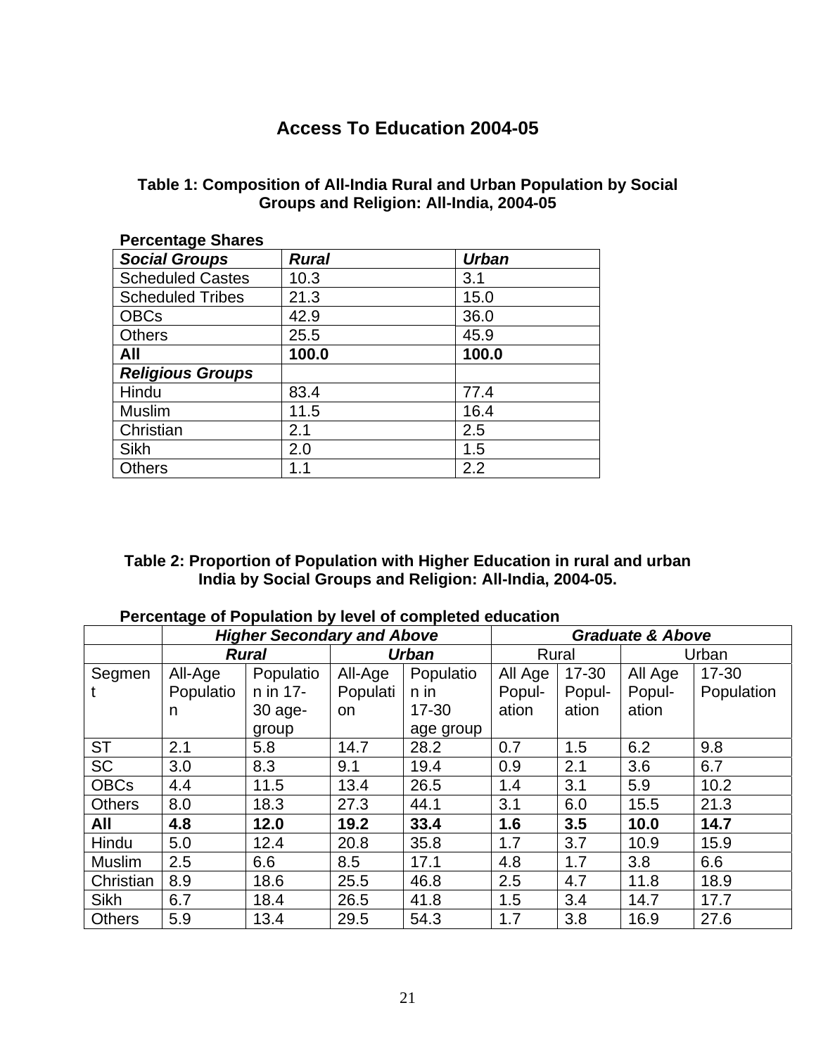# Access To Education 2004-05

### Table 1: Composition of All-India Rural and Urban Population by Social Groups and Religion: All-India, 2004-05

**Percentage Shares**

| ***Social Groups*** | ***Rural*** | ***Urban*** |
|---|---|---|
| Scheduled Castes | 10.3 | 3.1 |
| Scheduled Tribes | 21.3 | 15.0 |
| OBCs | 42.9 | 36.0 |
| Others | 25.5 | 45.9 |
| **All** | **100.0** | **100.0** |
| ***Religious Groups*** | | |
| Hindu | 83.4 | 77.4 |
| Muslim | 11.5 | 16.4 |
| Christian | 2.1 | 2.5 |
| Sikh | 2.0 | 1.5 |
| Others | 1.1 | 2.2 |

### Table 2: Proportion of Population with Higher Education in rural and urban India by Social Groups and Religion: All-India, 2004-05.

**Percentage of Population by level of completed education**

| | ***Higher Secondary and Above*** | | | | ***Graduate & Above*** | | | |
|---|---|---|---|---|---|---|---|---|
| | ***Rural*** | | ***Urban*** | | Rural | | Urban | |
| Segment | All-Age Population | Population in 17-30 age-group | All-Age Population | Population in 17-30 age group | All Age Population | 17-30 Population | All Age Population | 17-30 Population |
| ST | 2.1 | 5.8 | 14.7 | 28.2 | 0.7 | 1.5 | 6.2 | 9.8 |
| SC | 3.0 | 8.3 | 9.1 | 19.4 | 0.9 | 2.1 | 3.6 | 6.7 |
| OBCs | 4.4 | 11.5 | 13.4 | 26.5 | 1.4 | 3.1 | 5.9 | 10.2 |
| Others | 8.0 | 18.3 | 27.3 | 44.1 | 3.1 | 6.0 | 15.5 | 21.3 |
| **All** | **4.8** | **12.0** | **19.2** | **33.4** | **1.6** | **3.5** | **10.0** | **14.7** |
| Hindu | 5.0 | 12.4 | 20.8 | 35.8 | 1.7 | 3.7 | 10.9 | 15.9 |
| Muslim | 2.5 | 6.6 | 8.5 | 17.1 | 4.8 | 1.7 | 3.8 | 6.6 |
| Christian | 8.9 | 18.6 | 25.5 | 46.8 | 2.5 | 4.7 | 11.8 | 18.9 |
| Sikh | 6.7 | 18.4 | 26.5 | 41.8 | 1.5 | 3.4 | 14.7 | 17.7 |
| Others | 5.9 | 13.4 | 29.5 | 54.3 | 1.7 | 3.8 | 16.9 | 27.6 |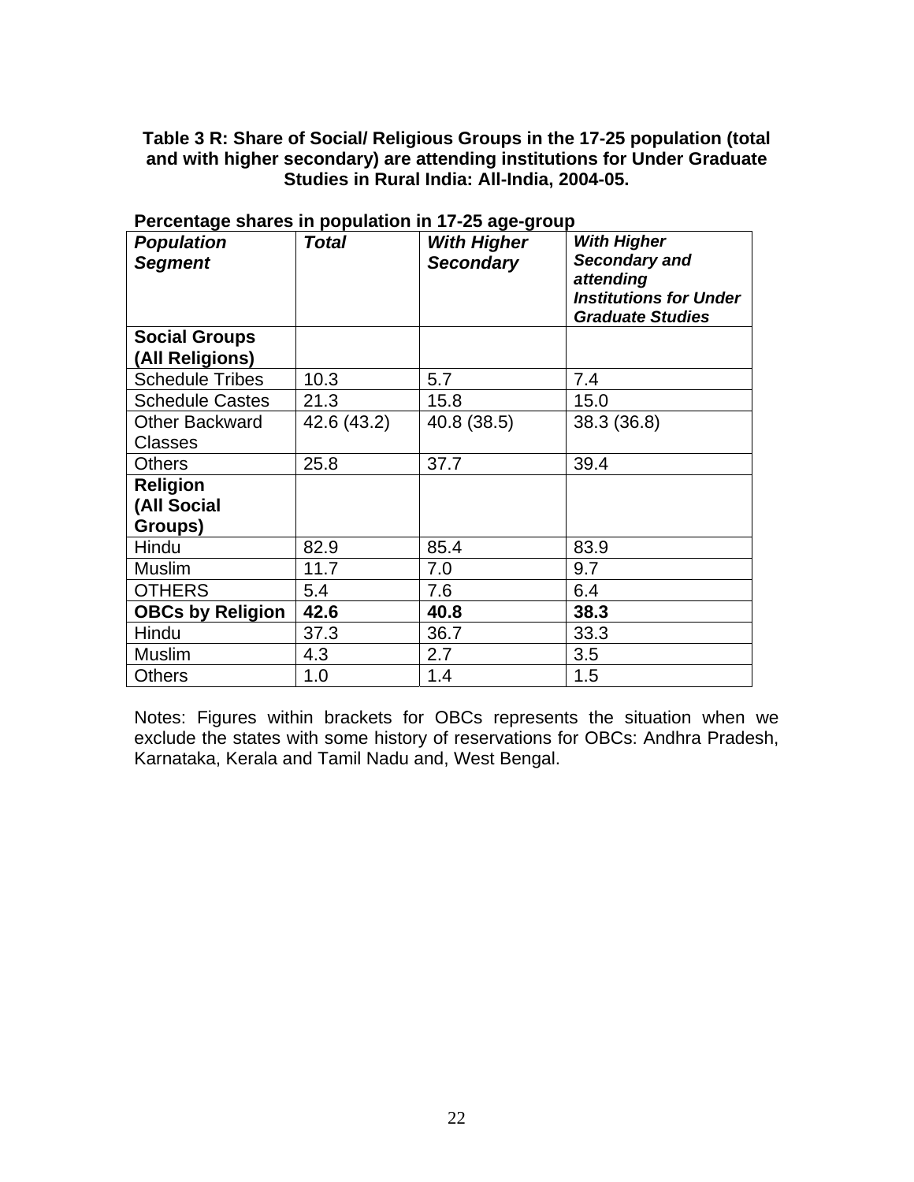**Table 3 R: Share of Social/ Religious Groups in the 17-25 population (total and with higher secondary) are attending institutions for Under Graduate Studies in Rural India: All-India, 2004-05.**

**Percentage shares in population in 17-25 age-group**

| *Population Segment* | *Total* | *With Higher Secondary* | *With Higher Secondary and attending Institutions for Under Graduate Studies* |
|---|---|---|---|
| **Social Groups (All Religions)** | | | |
| Schedule Tribes | 10.3 | 5.7 | 7.4 |
| Schedule Castes | 21.3 | 15.8 | 15.0 |
| Other Backward Classes | 42.6 (43.2) | 40.8 (38.5) | 38.3 (36.8) |
| Others | 25.8 | 37.7 | 39.4 |
| **Religion (All Social Groups)** | | | |
| Hindu | 82.9 | 85.4 | 83.9 |
| Muslim | 11.7 | 7.0 | 9.7 |
| OTHERS | 5.4 | 7.6 | 6.4 |
| **OBCs by Religion** | **42.6** | **40.8** | **38.3** |
| Hindu | 37.3 | 36.7 | 33.3 |
| Muslim | 4.3 | 2.7 | 3.5 |
| Others | 1.0 | 1.4 | 1.5 |

Notes: Figures within brackets for OBCs represents the situation when we exclude the states with some history of reservations for OBCs: Andhra Pradesh, Karnataka, Kerala and Tamil Nadu and, West Bengal.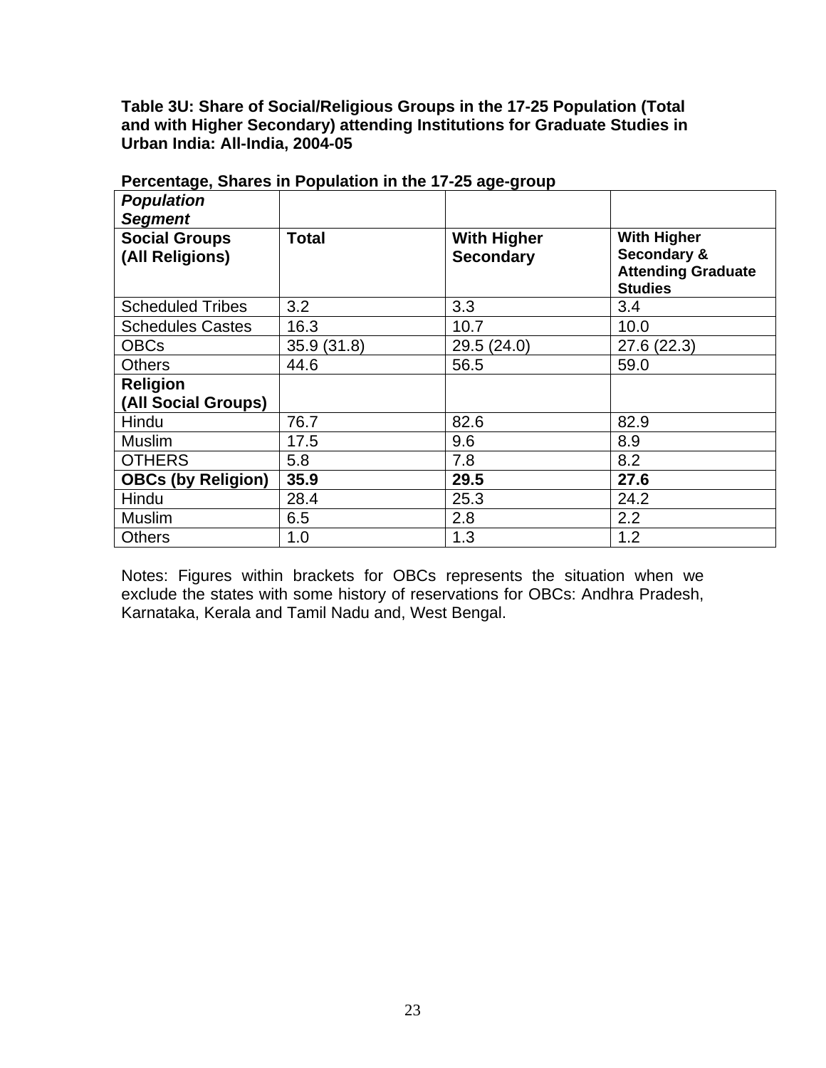**Table 3U: Share of Social/Religious Groups in the 17-25 Population (Total and with Higher Secondary) attending Institutions for Graduate Studies in Urban India: All-India, 2004-05**

**Percentage, Shares in Population in the 17-25 age-group**

| ***Population Segment*** | | | |
|---|---|---|---|
| **Social Groups (All Religions)** | **Total** | **With Higher Secondary** | **With Higher Secondary & Attending Graduate Studies** |
| Scheduled Tribes | 3.2 | 3.3 | 3.4 |
| Schedules Castes | 16.3 | 10.7 | 10.0 |
| OBCs | 35.9 (31.8) | 29.5 (24.0) | 27.6 (22.3) |
| Others | 44.6 | 56.5 | 59.0 |
| **Religion (All Social Groups)** | | | |
| Hindu | 76.7 | 82.6 | 82.9 |
| Muslim | 17.5 | 9.6 | 8.9 |
| OTHERS | 5.8 | 7.8 | 8.2 |
| **OBCs (by Religion)** | **35.9** | **29.5** | **27.6** |
| Hindu | 28.4 | 25.3 | 24.2 |
| Muslim | 6.5 | 2.8 | 2.2 |
| Others | 1.0 | 1.3 | 1.2 |

Notes: Figures within brackets for OBCs represents the situation when we exclude the states with some history of reservations for OBCs: Andhra Pradesh, Karnataka, Kerala and Tamil Nadu and, West Bengal.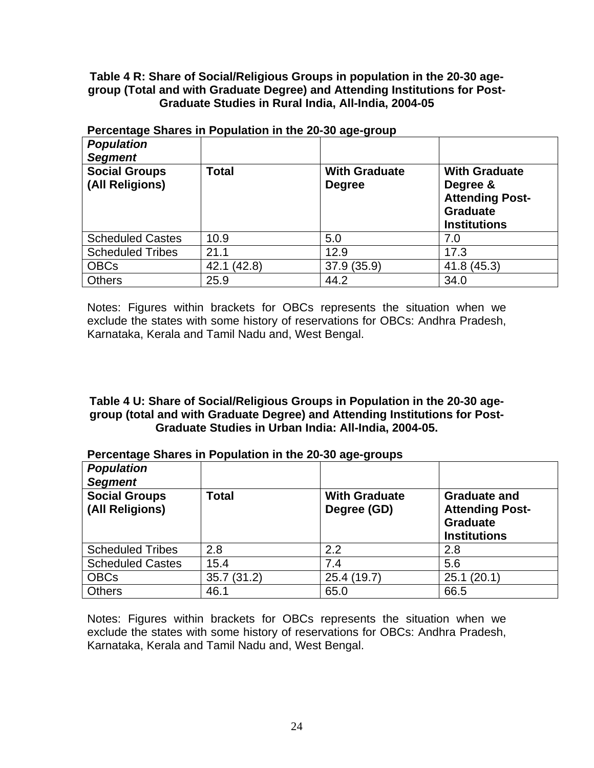**Table 4 R: Share of Social/Religious Groups in population in the 20-30 age-group (Total and with Graduate Degree) and Attending Institutions for Post-Graduate Studies in Rural India, All-India, 2004-05**

**Percentage Shares in Population in the 20-30 age-group**

| ***Population Segment*** | | | |
|---|---|---|---|
| **Social Groups (All Religions)** | **Total** | **With Graduate Degree** | **With Graduate Degree & Attending Post-Graduate Institutions** |
| Scheduled Castes | 10.9 | 5.0 | 7.0 |
| Scheduled Tribes | 21.1 | 12.9 | 17.3 |
| OBCs | 42.1 (42.8) | 37.9 (35.9) | 41.8 (45.3) |
| Others | 25.9 | 44.2 | 34.0 |

Notes: Figures within brackets for OBCs represents the situation when we exclude the states with some history of reservations for OBCs: Andhra Pradesh, Karnataka, Kerala and Tamil Nadu and, West Bengal.

**Table 4 U: Share of Social/Religious Groups in Population in the 20-30 age-group (total and with Graduate Degree) and Attending Institutions for Post-Graduate Studies in Urban India: All-India, 2004-05.**

**Percentage Shares in Population in the 20-30 age-groups**

| ***Population Segment*** | | | |
|---|---|---|---|
| **Social Groups (All Religions)** | **Total** | **With Graduate Degree (GD)** | **Graduate and Attending Post-Graduate Institutions** |
| Scheduled Tribes | 2.8 | 2.2 | 2.8 |
| Scheduled Castes | 15.4 | 7.4 | 5.6 |
| OBCs | 35.7 (31.2) | 25.4 (19.7) | 25.1 (20.1) |
| Others | 46.1 | 65.0 | 66.5 |

Notes: Figures within brackets for OBCs represents the situation when we exclude the states with some history of reservations for OBCs: Andhra Pradesh, Karnataka, Kerala and Tamil Nadu and, West Bengal.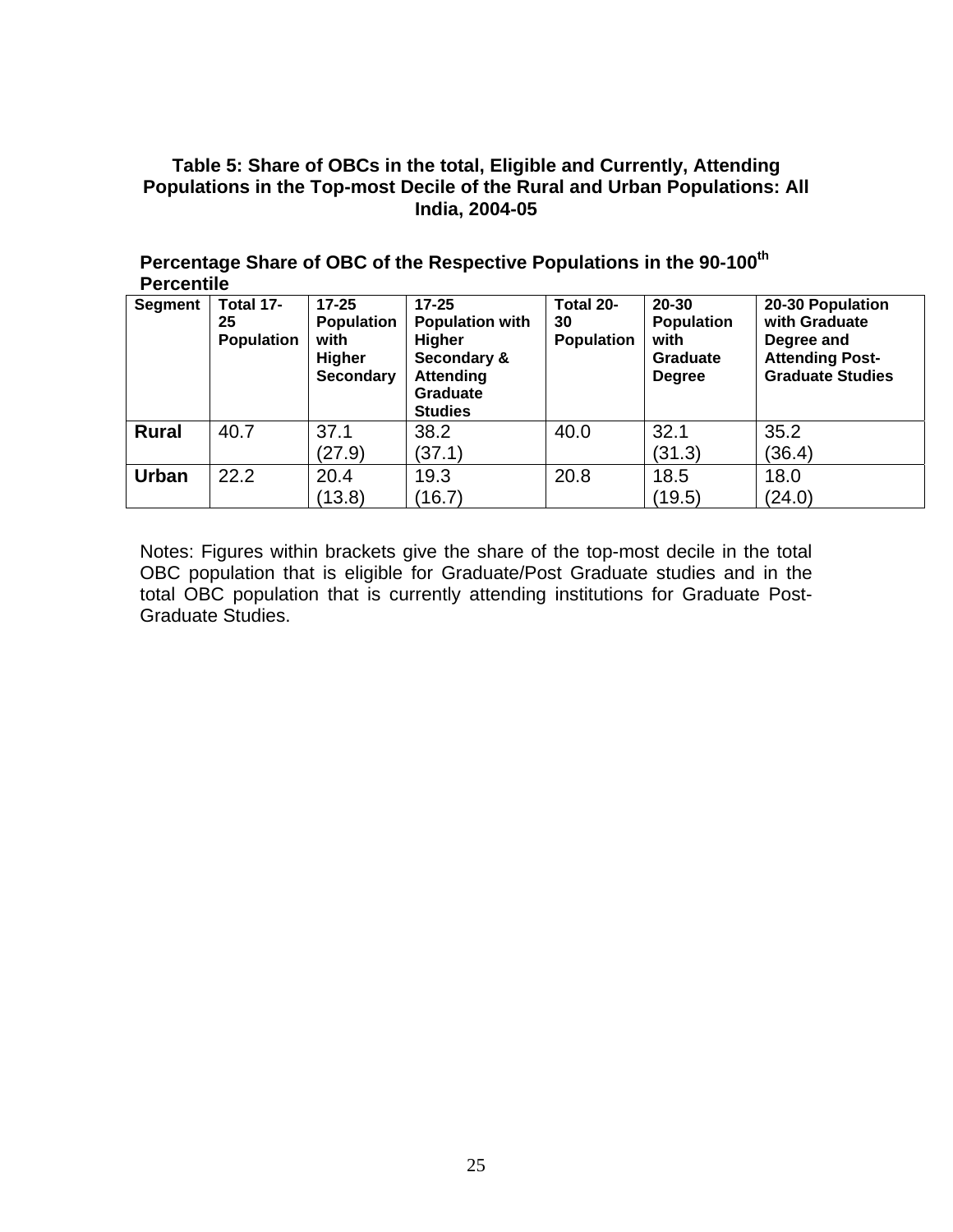**Table 5: Share of OBCs in the total, Eligible and Currently, Attending Populations in the Top-most Decile of the Rural and Urban Populations: All India, 2004-05**

**Percentage Share of OBC of the Respective Populations in the 90-100th Percentile**

| Segment | Total 17-25 Population | 17-25 Population with Higher Secondary | 17-25 Population with Higher Secondary & Attending Graduate Studies | Total 20-30 Population | 20-30 Population with Graduate Degree | 20-30 Population with Graduate Degree and Attending Post-Graduate Studies |
|---|---|---|---|---|---|---|
| **Rural** | 40.7 | 37.1 (27.9) | 38.2 (37.1) | 40.0 | 32.1 (31.3) | 35.2 (36.4) |
| **Urban** | 22.2 | 20.4 (13.8) | 19.3 (16.7) | 20.8 | 18.5 (19.5) | 18.0 (24.0) |

Notes: Figures within brackets give the share of the top-most decile in the total OBC population that is eligible for Graduate/Post Graduate studies and in the total OBC population that is currently attending institutions for Graduate Post-Graduate Studies.